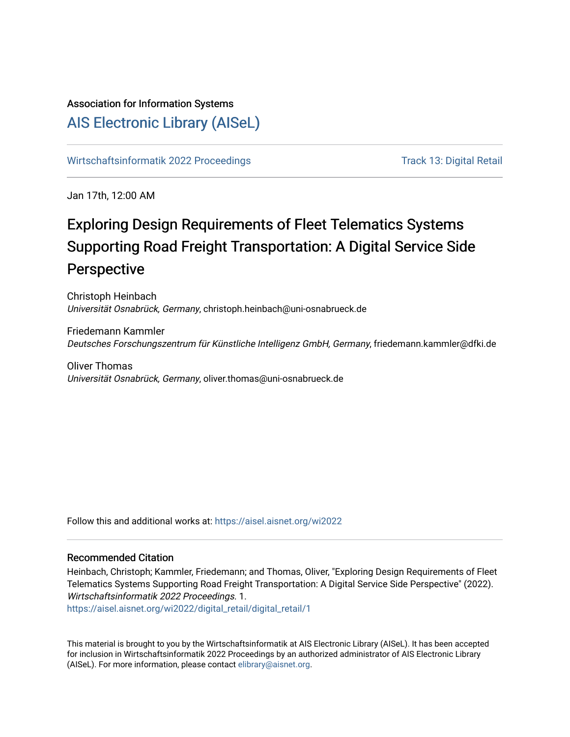Association for Information Systems

# AIS Electronic Library (AISeL)

Wirtschaftsinformatik 2022 Proceedings | Track 13: Digital Retail

Jan 17th, 12:00 AM

# Exploring Design Requirements of Fleet Telematics Systems Supporting Road Freight Transportation: A Digital Service Side Perspective

Christoph Heinbach
*Universität Osnabrück, Germany*, christoph.heinbach@uni-osnabrueck.de

Friedemann Kammler
*Deutsches Forschungszentrum für Künstliche Intelligenz GmbH, Germany*, friedemann.kammler@dfki.de

Oliver Thomas
*Universität Osnabrück, Germany*, oliver.thomas@uni-osnabrueck.de

Follow this and additional works at: https://aisel.aisnet.org/wi2022

## Recommended Citation

Heinbach, Christoph; Kammler, Friedemann; and Thomas, Oliver, "Exploring Design Requirements of Fleet Telematics Systems Supporting Road Freight Transportation: A Digital Service Side Perspective" (2022). *Wirtschaftsinformatik 2022 Proceedings*. 1.
https://aisel.aisnet.org/wi2022/digital_retail/digital_retail/1

This material is brought to you by the Wirtschaftsinformatik at AIS Electronic Library (AISeL). It has been accepted for inclusion in Wirtschaftsinformatik 2022 Proceedings by an authorized administrator of AIS Electronic Library (AISeL). For more information, please contact elibrary@aisnet.org.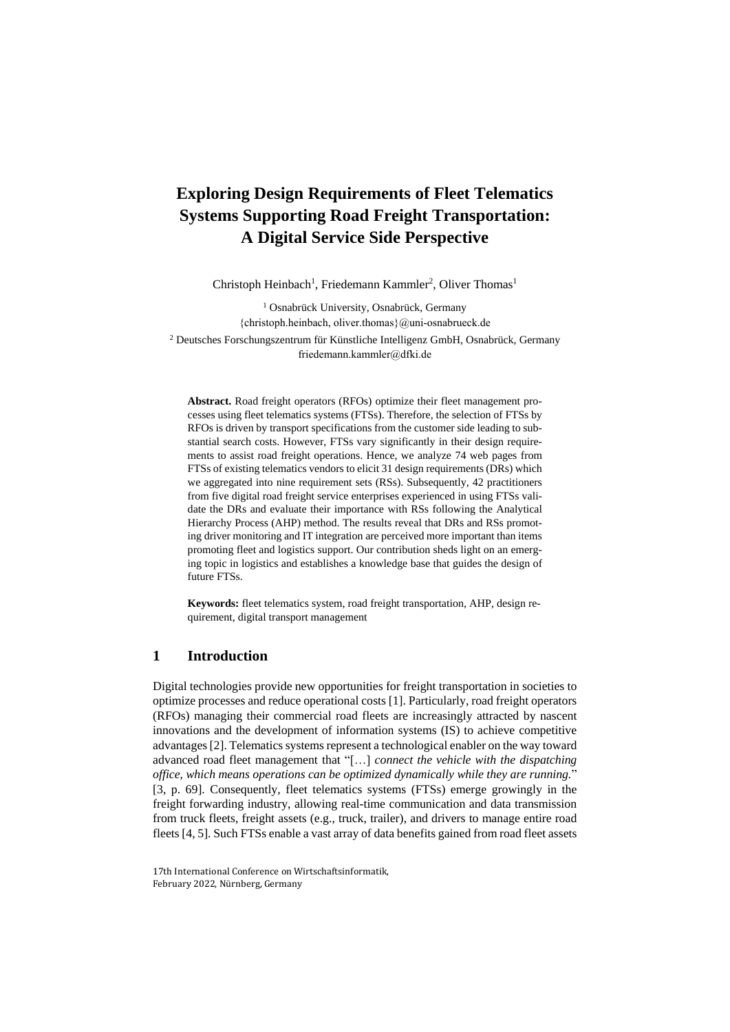# Exploring Design Requirements of Fleet Telematics Systems Supporting Road Freight Transportation: A Digital Service Side Perspective

Christoph Heinbach[1], Friedemann Kammler[2], Oliver Thomas[1]

[1] Osnabrück University, Osnabrück, Germany
{christoph.heinbach, oliver.thomas}@uni-osnabrueck.de

[2] Deutsches Forschungszentrum für Künstliche Intelligenz GmbH, Osnabrück, Germany
friedemann.kammler@dfki.de

**Abstract.** Road freight operators (RFOs) optimize their fleet management processes using fleet telematics systems (FTSs). Therefore, the selection of FTSs by RFOs is driven by transport specifications from the customer side leading to substantial search costs. However, FTSs vary significantly in their design requirements to assist road freight operations. Hence, we analyze 74 web pages from FTSs of existing telematics vendors to elicit 31 design requirements (DRs) which we aggregated into nine requirement sets (RSs). Subsequently, 42 practitioners from five digital road freight service enterprises experienced in using FTSs validate the DRs and evaluate their importance with RSs following the Analytical Hierarchy Process (AHP) method. The results reveal that DRs and RSs promoting driver monitoring and IT integration are perceived more important than items promoting fleet and logistics support. Our contribution sheds light on an emerging topic in logistics and establishes a knowledge base that guides the design of future FTSs.

**Keywords:** fleet telematics system, road freight transportation, AHP, design requirement, digital transport management

## 1 Introduction

Digital technologies provide new opportunities for freight transportation in societies to optimize processes and reduce operational costs [1]. Particularly, road freight operators (RFOs) managing their commercial road fleets are increasingly attracted by nascent innovations and the development of information systems (IS) to achieve competitive advantages [2]. Telematics systems represent a technological enabler on the way toward advanced road fleet management that "[…] *connect the vehicle with the dispatching office, which means operations can be optimized dynamically while they are running.*" [3, p. 69]. Consequently, fleet telematics systems (FTSs) emerge growingly in the freight forwarding industry, allowing real-time communication and data transmission from truck fleets, freight assets (e.g., truck, trailer), and drivers to manage entire road fleets [4, 5]. Such FTSs enable a vast array of data benefits gained from road fleet assets

17th International Conference on Wirtschaftsinformatik,
February 2022, Nürnberg, Germany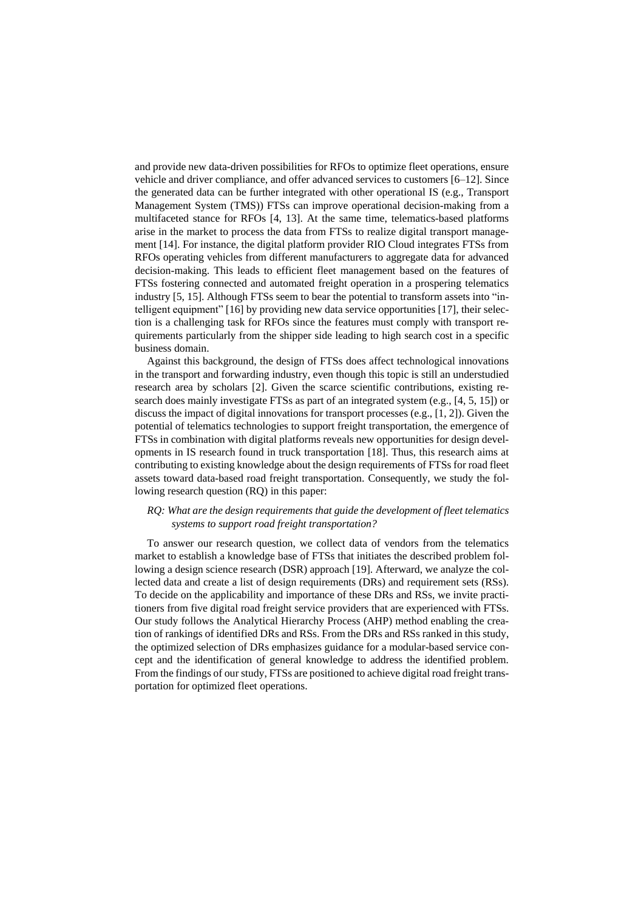and provide new data-driven possibilities for RFOs to optimize fleet operations, ensure vehicle and driver compliance, and offer advanced services to customers [6–12]. Since the generated data can be further integrated with other operational IS (e.g., Transport Management System (TMS)) FTSs can improve operational decision-making from a multifaceted stance for RFOs [4, 13]. At the same time, telematics-based platforms arise in the market to process the data from FTSs to realize digital transport management [14]. For instance, the digital platform provider RIO Cloud integrates FTSs from RFOs operating vehicles from different manufacturers to aggregate data for advanced decision-making. This leads to efficient fleet management based on the features of FTSs fostering connected and automated freight operation in a prospering telematics industry [5, 15]. Although FTSs seem to bear the potential to transform assets into "intelligent equipment" [16] by providing new data service opportunities [17], their selection is a challenging task for RFOs since the features must comply with transport requirements particularly from the shipper side leading to high search cost in a specific business domain.

Against this background, the design of FTSs does affect technological innovations in the transport and forwarding industry, even though this topic is still an understudied research area by scholars [2]. Given the scarce scientific contributions, existing research does mainly investigate FTSs as part of an integrated system (e.g., [4, 5, 15]) or discuss the impact of digital innovations for transport processes (e.g., [1, 2]). Given the potential of telematics technologies to support freight transportation, the emergence of FTSs in combination with digital platforms reveals new opportunities for design developments in IS research found in truck transportation [18]. Thus, this research aims at contributing to existing knowledge about the design requirements of FTSs for road fleet assets toward data-based road freight transportation. Consequently, we study the following research question (RQ) in this paper:

*RQ: What are the design requirements that guide the development of fleet telematics systems to support road freight transportation?*

To answer our research question, we collect data of vendors from the telematics market to establish a knowledge base of FTSs that initiates the described problem following a design science research (DSR) approach [19]. Afterward, we analyze the collected data and create a list of design requirements (DRs) and requirement sets (RSs). To decide on the applicability and importance of these DRs and RSs, we invite practitioners from five digital road freight service providers that are experienced with FTSs. Our study follows the Analytical Hierarchy Process (AHP) method enabling the creation of rankings of identified DRs and RSs. From the DRs and RSs ranked in this study, the optimized selection of DRs emphasizes guidance for a modular-based service concept and the identification of general knowledge to address the identified problem. From the findings of our study, FTSs are positioned to achieve digital road freight transportation for optimized fleet operations.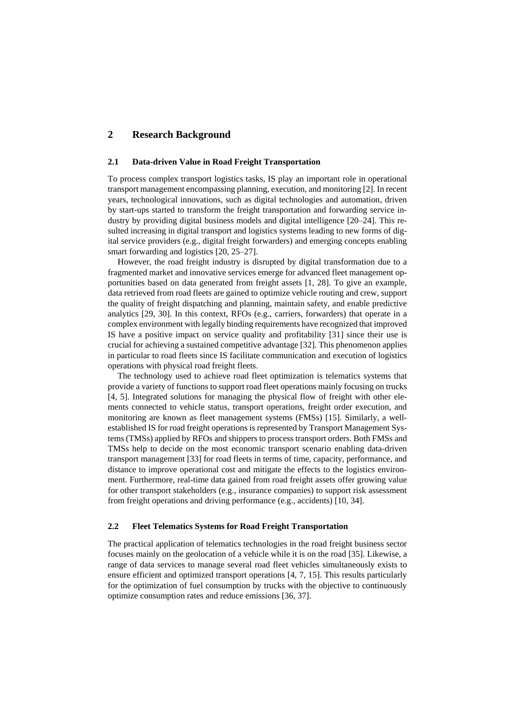## 2 Research Background

### 2.1 Data-driven Value in Road Freight Transportation

To process complex transport logistics tasks, IS play an important role in operational transport management encompassing planning, execution, and monitoring [2]. In recent years, technological innovations, such as digital technologies and automation, driven by start-ups started to transform the freight transportation and forwarding service industry by providing digital business models and digital intelligence [20–24]. This resulted increasing in digital transport and logistics systems leading to new forms of digital service providers (e.g., digital freight forwarders) and emerging concepts enabling smart forwarding and logistics [20, 25–27].

However, the road freight industry is disrupted by digital transformation due to a fragmented market and innovative services emerge for advanced fleet management opportunities based on data generated from freight assets [1, 28]. To give an example, data retrieved from road fleets are gained to optimize vehicle routing and crew, support the quality of freight dispatching and planning, maintain safety, and enable predictive analytics [29, 30]. In this context, RFOs (e.g., carriers, forwarders) that operate in a complex environment with legally binding requirements have recognized that improved IS have a positive impact on service quality and profitability [31] since their use is crucial for achieving a sustained competitive advantage [32]. This phenomenon applies in particular to road fleets since IS facilitate communication and execution of logistics operations with physical road freight fleets.

The technology used to achieve road fleet optimization is telematics systems that provide a variety of functions to support road fleet operations mainly focusing on trucks [4, 5]. Integrated solutions for managing the physical flow of freight with other elements connected to vehicle status, transport operations, freight order execution, and monitoring are known as fleet management systems (FMSs) [15]. Similarly, a well-established IS for road freight operations is represented by Transport Management Systems (TMSs) applied by RFOs and shippers to process transport orders. Both FMSs and TMSs help to decide on the most economic transport scenario enabling data-driven transport management [33] for road fleets in terms of time, capacity, performance, and distance to improve operational cost and mitigate the effects to the logistics environment. Furthermore, real-time data gained from road freight assets offer growing value for other transport stakeholders (e.g., insurance companies) to support risk assessment from freight operations and driving performance (e.g., accidents) [10, 34].

### 2.2 Fleet Telematics Systems for Road Freight Transportation

The practical application of telematics technologies in the road freight business sector focuses mainly on the geolocation of a vehicle while it is on the road [35]. Likewise, a range of data services to manage several road fleet vehicles simultaneously exists to ensure efficient and optimized transport operations [4, 7, 15]. This results particularly for the optimization of fuel consumption by trucks with the objective to continuously optimize consumption rates and reduce emissions [36, 37].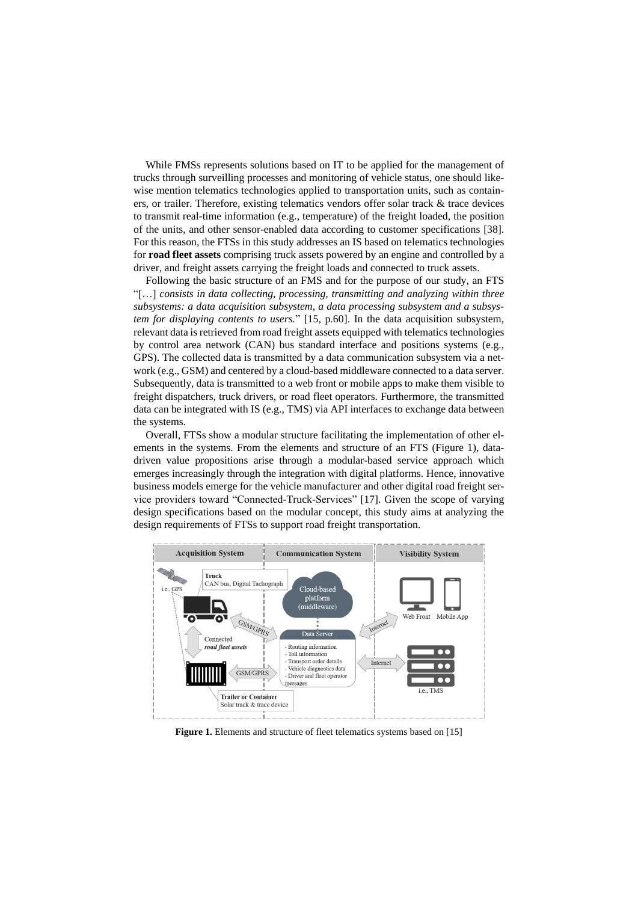While FMSs represents solutions based on IT to be applied for the management of trucks through surveilling processes and monitoring of vehicle status, one should likewise mention telematics technologies applied to transportation units, such as containers, or trailer. Therefore, existing telematics vendors offer solar track & trace devices to transmit real-time information (e.g., temperature) of the freight loaded, the position of the units, and other sensor-enabled data according to customer specifications [38]. For this reason, the FTSs in this study addresses an IS based on telematics technologies for **road fleet assets** comprising truck assets powered by an engine and controlled by a driver, and freight assets carrying the freight loads and connected to truck assets.

Following the basic structure of an FMS and for the purpose of our study, an FTS "[…] *consists in data collecting, processing, transmitting and analyzing within three subsystems: a data acquisition subsystem, a data processing subsystem and a subsystem for displaying contents to users.*" [15, p.60]. In the data acquisition subsystem, relevant data is retrieved from road freight assets equipped with telematics technologies by control area network (CAN) bus standard interface and positions systems (e.g., GPS). The collected data is transmitted by a data communication subsystem via a network (e.g., GSM) and centered by a cloud-based middleware connected to a data server. Subsequently, data is transmitted to a web front or mobile apps to make them visible to freight dispatchers, truck drivers, or road fleet operators. Furthermore, the transmitted data can be integrated with IS (e.g., TMS) via API interfaces to exchange data between the systems.

Overall, FTSs show a modular structure facilitating the implementation of other elements in the systems. From the elements and structure of an FTS (Figure 1), data-driven value propositions arise through a modular-based service approach which emerges increasingly through the integration with digital platforms. Hence, innovative business models emerge for the vehicle manufacturer and other digital road freight service providers toward "Connected-Truck-Services" [17]. Given the scope of varying design specifications based on the modular concept, this study aims at analyzing the design requirements of FTSs to support road freight transportation.

**Figure 1.** Elements and structure of fleet telematics systems based on [15]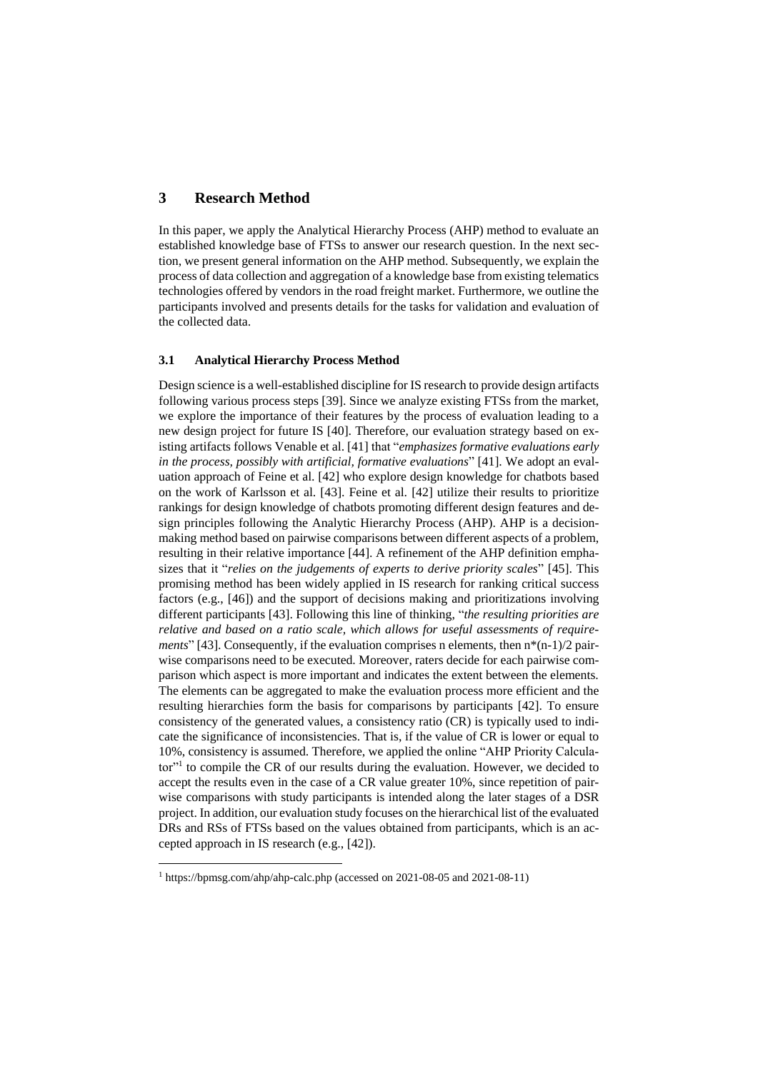# 3 Research Method

In this paper, we apply the Analytical Hierarchy Process (AHP) method to evaluate an established knowledge base of FTSs to answer our research question. In the next section, we present general information on the AHP method. Subsequently, we explain the process of data collection and aggregation of a knowledge base from existing telematics technologies offered by vendors in the road freight market. Furthermore, we outline the participants involved and presents details for the tasks for validation and evaluation of the collected data.

## 3.1 Analytical Hierarchy Process Method

Design science is a well-established discipline for IS research to provide design artifacts following various process steps [39]. Since we analyze existing FTSs from the market, we explore the importance of their features by the process of evaluation leading to a new design project for future IS [40]. Therefore, our evaluation strategy based on existing artifacts follows Venable et al. [41] that "*emphasizes formative evaluations early in the process, possibly with artificial, formative evaluations*" [41]. We adopt an evaluation approach of Feine et al. [42] who explore design knowledge for chatbots based on the work of Karlsson et al. [43]. Feine et al. [42] utilize their results to prioritize rankings for design knowledge of chatbots promoting different design features and design principles following the Analytic Hierarchy Process (AHP). AHP is a decision-making method based on pairwise comparisons between different aspects of a problem, resulting in their relative importance [44]. A refinement of the AHP definition emphasizes that it "*relies on the judgements of experts to derive priority scales*" [45]. This promising method has been widely applied in IS research for ranking critical success factors (e.g., [46]) and the support of decisions making and prioritizations involving different participants [43]. Following this line of thinking, "*the resulting priorities are relative and based on a ratio scale, which allows for useful assessments of requirements*" [43]. Consequently, if the evaluation comprises n elements, then $n*(n-1)/2$ pairwise comparisons need to be executed. Moreover, raters decide for each pairwise comparison which aspect is more important and indicates the extent between the elements. The elements can be aggregated to make the evaluation process more efficient and the resulting hierarchies form the basis for comparisons by participants [42]. To ensure consistency of the generated values, a consistency ratio (CR) is typically used to indicate the significance of inconsistencies. That is, if the value of CR is lower or equal to 10%, consistency is assumed. Therefore, we applied the online "AHP Priority Calculator"[1] to compile the CR of our results during the evaluation. However, we decided to accept the results even in the case of a CR value greater 10%, since repetition of pairwise comparisons with study participants is intended along the later stages of a DSR project. In addition, our evaluation study focuses on the hierarchical list of the evaluated DRs and RSs of FTSs based on the values obtained from participants, which is an accepted approach in IS research (e.g., [42]).

[1] https://bpmsg.com/ahp/ahp-calc.php (accessed on 2021-08-05 and 2021-08-11)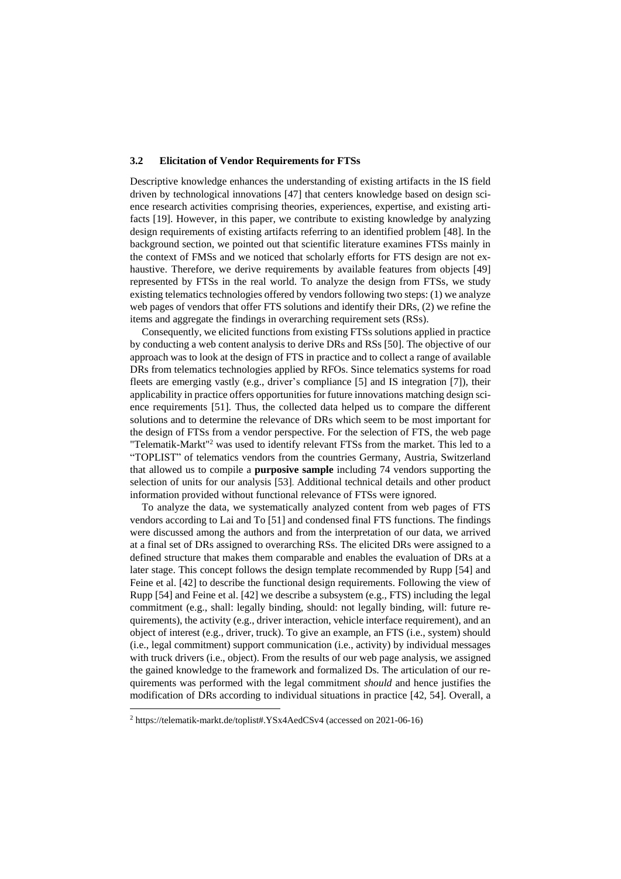### 3.2 Elicitation of Vendor Requirements for FTSs

Descriptive knowledge enhances the understanding of existing artifacts in the IS field driven by technological innovations [47] that centers knowledge based on design science research activities comprising theories, experiences, expertise, and existing artifacts [19]. However, in this paper, we contribute to existing knowledge by analyzing design requirements of existing artifacts referring to an identified problem [48]. In the background section, we pointed out that scientific literature examines FTSs mainly in the context of FMSs and we noticed that scholarly efforts for FTS design are not exhaustive. Therefore, we derive requirements by available features from objects [49] represented by FTSs in the real world. To analyze the design from FTSs, we study existing telematics technologies offered by vendors following two steps: (1) we analyze web pages of vendors that offer FTS solutions and identify their DRs, (2) we refine the items and aggregate the findings in overarching requirement sets (RSs).

Consequently, we elicited functions from existing FTSs solutions applied in practice by conducting a web content analysis to derive DRs and RSs [50]. The objective of our approach was to look at the design of FTS in practice and to collect a range of available DRs from telematics technologies applied by RFOs. Since telematics systems for road fleets are emerging vastly (e.g., driver's compliance [5] and IS integration [7]), their applicability in practice offers opportunities for future innovations matching design science requirements [51]. Thus, the collected data helped us to compare the different solutions and to determine the relevance of DRs which seem to be most important for the design of FTSs from a vendor perspective. For the selection of FTS, the web page "Telematik-Markt"[2] was used to identify relevant FTSs from the market. This led to a "TOPLIST" of telematics vendors from the countries Germany, Austria, Switzerland that allowed us to compile a **purposive sample** including 74 vendors supporting the selection of units for our analysis [53]. Additional technical details and other product information provided without functional relevance of FTSs were ignored.

To analyze the data, we systematically analyzed content from web pages of FTS vendors according to Lai and To [51] and condensed final FTS functions. The findings were discussed among the authors and from the interpretation of our data, we arrived at a final set of DRs assigned to overarching RSs. The elicited DRs were assigned to a defined structure that makes them comparable and enables the evaluation of DRs at a later stage. This concept follows the design template recommended by Rupp [54] and Feine et al. [42] to describe the functional design requirements. Following the view of Rupp [54] and Feine et al. [42] we describe a subsystem (e.g., FTS) including the legal commitment (e.g., shall: legally binding, should: not legally binding, will: future requirements), the activity (e.g., driver interaction, vehicle interface requirement), and an object of interest (e.g., driver, truck). To give an example, an FTS (i.e., system) should (i.e., legal commitment) support communication (i.e., activity) by individual messages with truck drivers (i.e., object). From the results of our web page analysis, we assigned the gained knowledge to the framework and formalized Ds. The articulation of our requirements was performed with the legal commitment *should* and hence justifies the modification of DRs according to individual situations in practice [42, 54]. Overall, a

[2] https://telematik-markt.de/toplist#.YSx4AedCSv4 (accessed on 2021-06-16)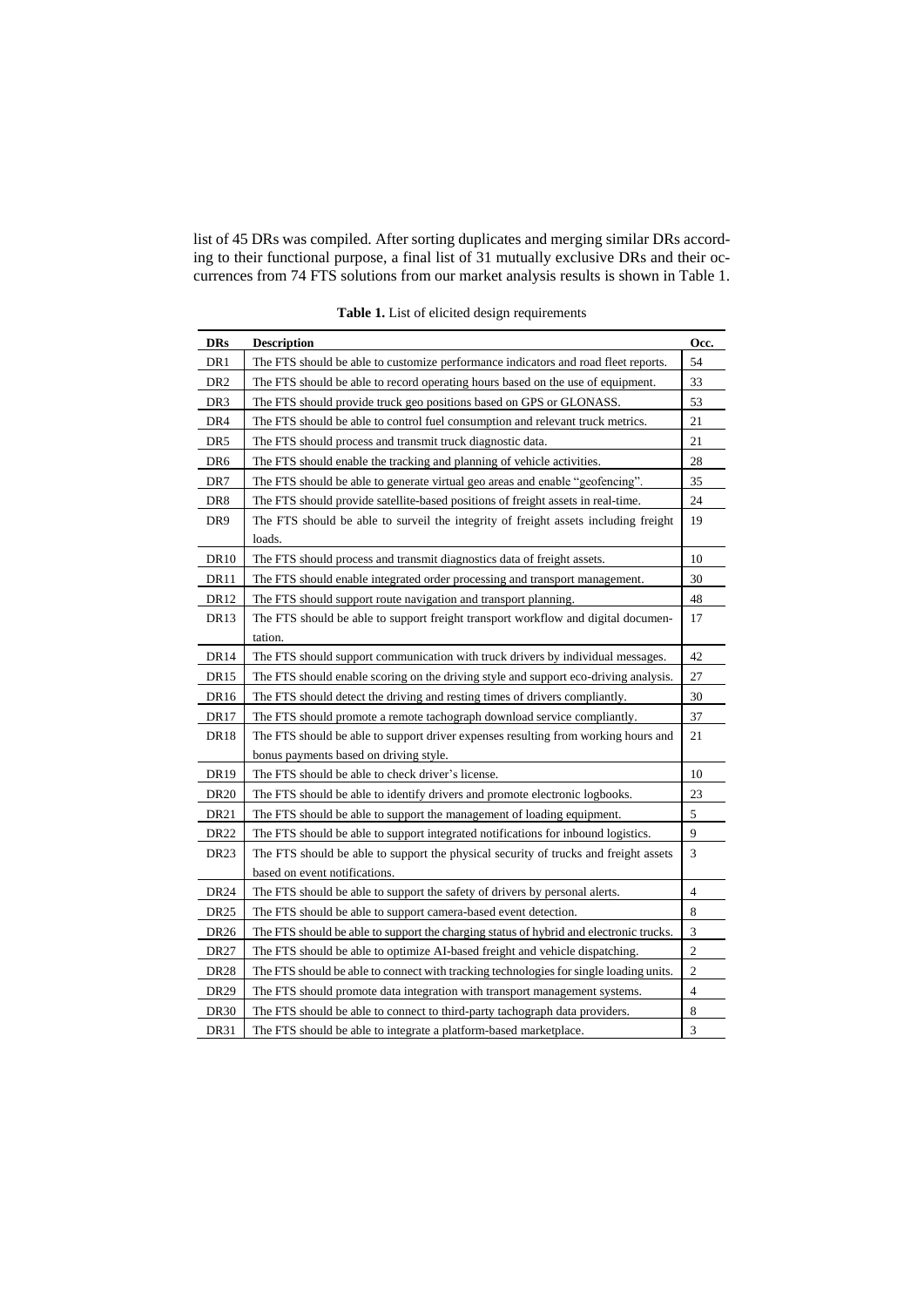list of 45 DRs was compiled. After sorting duplicates and merging similar DRs according to their functional purpose, a final list of 31 mutually exclusive DRs and their occurrences from 74 FTS solutions from our market analysis results is shown in Table 1.

**Table 1.** List of elicited design requirements

| DRs | Description | Occ. |
|---|---|---|
| DR1 | The FTS should be able to customize performance indicators and road fleet reports. | 54 |
| DR2 | The FTS should be able to record operating hours based on the use of equipment. | 33 |
| DR3 | The FTS should provide truck geo positions based on GPS or GLONASS. | 53 |
| DR4 | The FTS should be able to control fuel consumption and relevant truck metrics. | 21 |
| DR5 | The FTS should process and transmit truck diagnostic data. | 21 |
| DR6 | The FTS should enable the tracking and planning of vehicle activities. | 28 |
| DR7 | The FTS should be able to generate virtual geo areas and enable "geofencing". | 35 |
| DR8 | The FTS should provide satellite-based positions of freight assets in real-time. | 24 |
| DR9 | The FTS should be able to surveil the integrity of freight assets including freight loads. | 19 |
| DR10 | The FTS should process and transmit diagnostics data of freight assets. | 10 |
| DR11 | The FTS should enable integrated order processing and transport management. | 30 |
| DR12 | The FTS should support route navigation and transport planning. | 48 |
| DR13 | The FTS should be able to support freight transport workflow and digital documentation. | 17 |
| DR14 | The FTS should support communication with truck drivers by individual messages. | 42 |
| DR15 | The FTS should enable scoring on the driving style and support eco-driving analysis. | 27 |
| DR16 | The FTS should detect the driving and resting times of drivers compliantly. | 30 |
| DR17 | The FTS should promote a remote tachograph download service compliantly. | 37 |
| DR18 | The FTS should be able to support driver expenses resulting from working hours and bonus payments based on driving style. | 21 |
| DR19 | The FTS should be able to check driver's license. | 10 |
| DR20 | The FTS should be able to identify drivers and promote electronic logbooks. | 23 |
| DR21 | The FTS should be able to support the management of loading equipment. | 5 |
| DR22 | The FTS should be able to support integrated notifications for inbound logistics. | 9 |
| DR23 | The FTS should be able to support the physical security of trucks and freight assets based on event notifications. | 3 |
| DR24 | The FTS should be able to support the safety of drivers by personal alerts. | 4 |
| DR25 | The FTS should be able to support camera-based event detection. | 8 |
| DR26 | The FTS should be able to support the charging status of hybrid and electronic trucks. | 3 |
| DR27 | The FTS should be able to optimize AI-based freight and vehicle dispatching. | 2 |
| DR28 | The FTS should be able to connect with tracking technologies for single loading units. | 2 |
| DR29 | The FTS should promote data integration with transport management systems. | 4 |
| DR30 | The FTS should be able to connect to third-party tachograph data providers. | 8 |
| DR31 | The FTS should be able to integrate a platform-based marketplace. | 3 |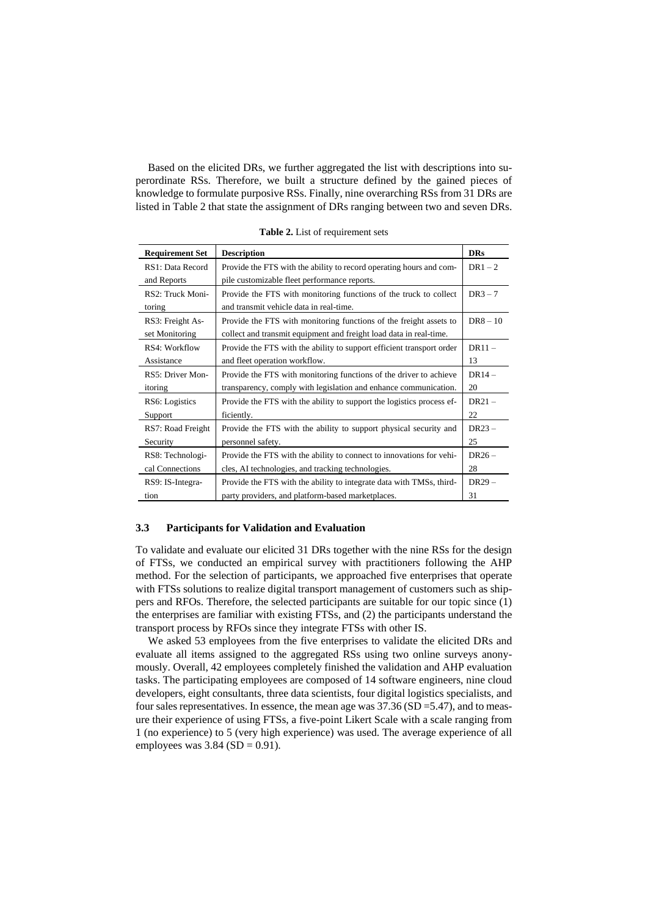Based on the elicited DRs, we further aggregated the list with descriptions into superordinate RSs. Therefore, we built a structure defined by the gained pieces of knowledge to formulate purposive RSs. Finally, nine overarching RSs from 31 DRs are listed in Table 2 that state the assignment of DRs ranging between two and seven DRs.

**Table 2.** List of requirement sets

| Requirement Set | Description | DRs |
|---|---|---|
| RS1: Data Record and Reports | Provide the FTS with the ability to record operating hours and compile customizable fleet performance reports. | DR1 – 2 |
| RS2: Truck Monitoring | Provide the FTS with monitoring functions of the truck to collect and transmit vehicle data in real-time. | DR3 – 7 |
| RS3: Freight Asset Monitoring | Provide the FTS with monitoring functions of the freight assets to collect and transmit equipment and freight load data in real-time. | DR8 – 10 |
| RS4: Workflow Assistance | Provide the FTS with the ability to support efficient transport order and fleet operation workflow. | DR11 – 13 |
| RS5: Driver Monitoring | Provide the FTS with monitoring functions of the driver to achieve transparency, comply with legislation and enhance communication. | DR14 – 20 |
| RS6: Logistics Support | Provide the FTS with the ability to support the logistics process efficiently. | DR21 – 22 |
| RS7: Road Freight Security | Provide the FTS with the ability to support physical security and personnel safety. | DR23 – 25 |
| RS8: Technological Connections | Provide the FTS with the ability to connect to innovations for vehicles, AI technologies, and tracking technologies. | DR26 – 28 |
| RS9: IS-Integration | Provide the FTS with the ability to integrate data with TMSs, third-party providers, and platform-based marketplaces. | DR29 – 31 |

### 3.3 Participants for Validation and Evaluation

To validate and evaluate our elicited 31 DRs together with the nine RSs for the design of FTSs, we conducted an empirical survey with practitioners following the AHP method. For the selection of participants, we approached five enterprises that operate with FTSs solutions to realize digital transport management of customers such as shippers and RFOs. Therefore, the selected participants are suitable for our topic since (1) the enterprises are familiar with existing FTSs, and (2) the participants understand the transport process by RFOs since they integrate FTSs with other IS.

We asked 53 employees from the five enterprises to validate the elicited DRs and evaluate all items assigned to the aggregated RSs using two online surveys anonymously. Overall, 42 employees completely finished the validation and AHP evaluation tasks. The participating employees are composed of 14 software engineers, nine cloud developers, eight consultants, three data scientists, four digital logistics specialists, and four sales representatives. In essence, the mean age was 37.36 (SD =5.47), and to measure their experience of using FTSs, a five-point Likert Scale with a scale ranging from 1 (no experience) to 5 (very high experience) was used. The average experience of all employees was 3.84 (SD = 0.91).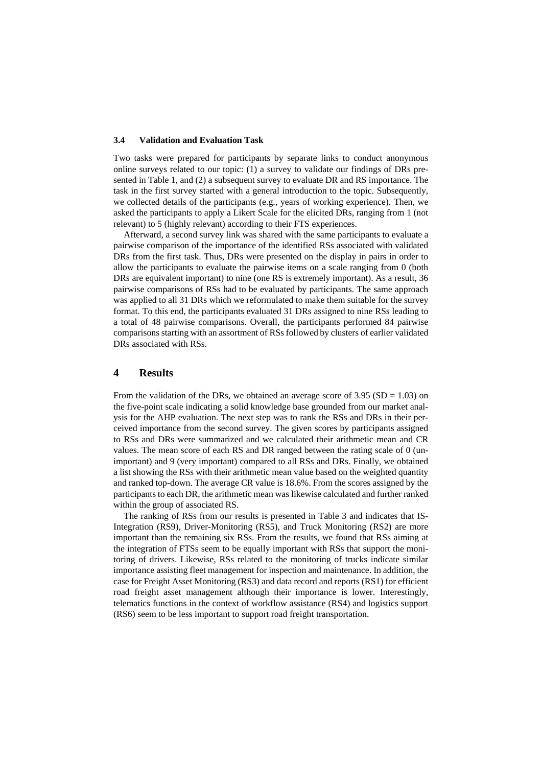### 3.4 Validation and Evaluation Task

Two tasks were prepared for participants by separate links to conduct anonymous online surveys related to our topic: (1) a survey to validate our findings of DRs presented in Table 1, and (2) a subsequent survey to evaluate DR and RS importance. The task in the first survey started with a general introduction to the topic. Subsequently, we collected details of the participants (e.g., years of working experience). Then, we asked the participants to apply a Likert Scale for the elicited DRs, ranging from 1 (not relevant) to 5 (highly relevant) according to their FTS experiences.

Afterward, a second survey link was shared with the same participants to evaluate a pairwise comparison of the importance of the identified RSs associated with validated DRs from the first task. Thus, DRs were presented on the display in pairs in order to allow the participants to evaluate the pairwise items on a scale ranging from 0 (both DRs are equivalent important) to nine (one RS is extremely important). As a result, 36 pairwise comparisons of RSs had to be evaluated by participants. The same approach was applied to all 31 DRs which we reformulated to make them suitable for the survey format. To this end, the participants evaluated 31 DRs assigned to nine RSs leading to a total of 48 pairwise comparisons. Overall, the participants performed 84 pairwise comparisons starting with an assortment of RSs followed by clusters of earlier validated DRs associated with RSs.

## 4 Results

From the validation of the DRs, we obtained an average score of 3.95 (SD = 1.03) on the five-point scale indicating a solid knowledge base grounded from our market analysis for the AHP evaluation. The next step was to rank the RSs and DRs in their perceived importance from the second survey. The given scores by participants assigned to RSs and DRs were summarized and we calculated their arithmetic mean and CR values. The mean score of each RS and DR ranged between the rating scale of 0 (unimportant) and 9 (very important) compared to all RSs and DRs. Finally, we obtained a list showing the RSs with their arithmetic mean value based on the weighted quantity and ranked top-down. The average CR value is 18.6%. From the scores assigned by the participants to each DR, the arithmetic mean was likewise calculated and further ranked within the group of associated RS.

The ranking of RSs from our results is presented in Table 3 and indicates that IS-Integration (RS9), Driver-Monitoring (RS5), and Truck Monitoring (RS2) are more important than the remaining six RSs. From the results, we found that RSs aiming at the integration of FTSs seem to be equally important with RSs that support the monitoring of drivers. Likewise, RSs related to the monitoring of trucks indicate similar importance assisting fleet management for inspection and maintenance. In addition, the case for Freight Asset Monitoring (RS3) and data record and reports (RS1) for efficient road freight asset management although their importance is lower. Interestingly, telematics functions in the context of workflow assistance (RS4) and logistics support (RS6) seem to be less important to support road freight transportation.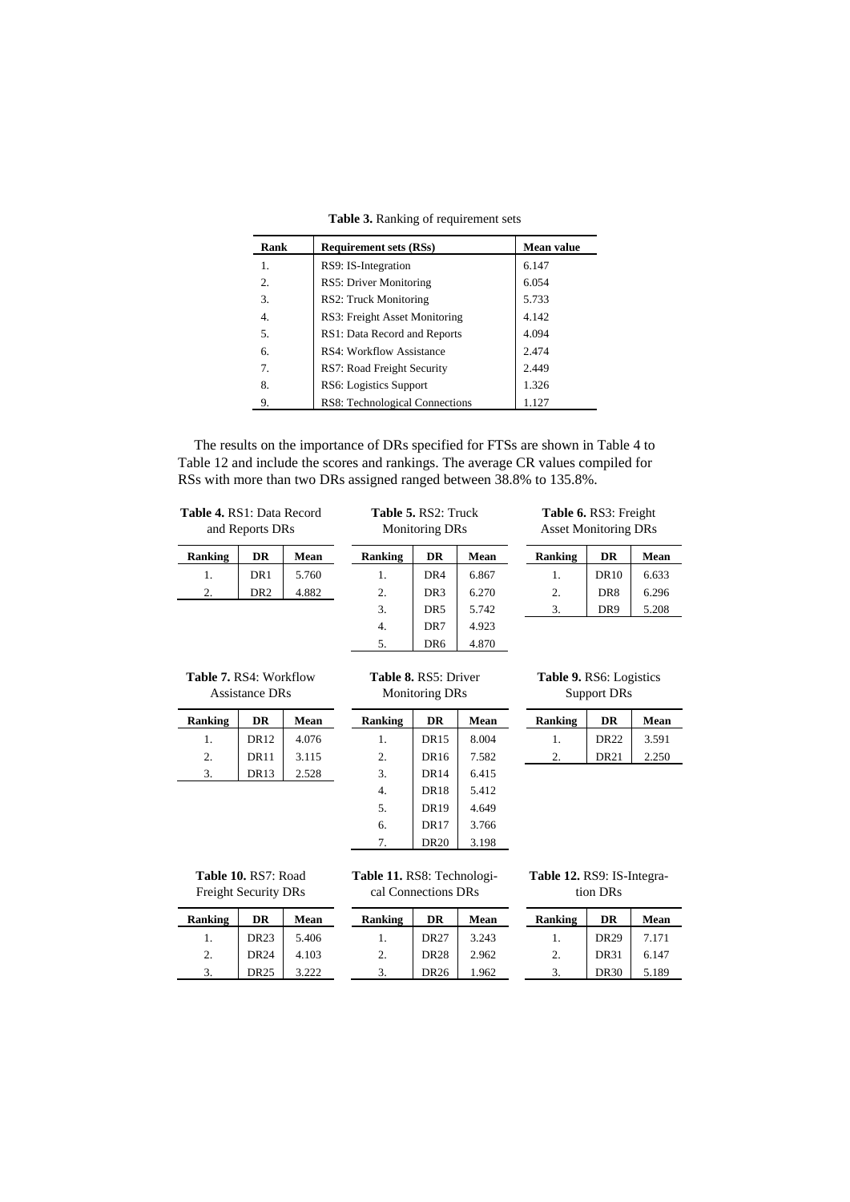**Table 3.** Ranking of requirement sets

| Rank | Requirement sets (RSs) | Mean value |
|---|---|---|
| 1. | RS9: IS-Integration | 6.147 |
| 2. | RS5: Driver Monitoring | 6.054 |
| 3. | RS2: Truck Monitoring | 5.733 |
| 4. | RS3: Freight Asset Monitoring | 4.142 |
| 5. | RS1: Data Record and Reports | 4.094 |
| 6. | RS4: Workflow Assistance | 2.474 |
| 7. | RS7: Road Freight Security | 2.449 |
| 8. | RS6: Logistics Support | 1.326 |
| 9. | RS8: Technological Connections | 1.127 |

The results on the importance of DRs specified for FTSs are shown in Table 4 to Table 12 and include the scores and rankings. The average CR values compiled for RSs with more than two DRs assigned ranged between 38.8% to 135.8%.

**Table 4.** RS1: Data Record and Reports DRs

| Ranking | DR | Mean |
|---|---|---|
| 1. | DR1 | 5.760 |
| 2. | DR2 | 4.882 |

**Table 5.** RS2: Truck Monitoring DRs

| Ranking | DR | Mean |
|---|---|---|
| 1. | DR4 | 6.867 |
| 2. | DR3 | 6.270 |
| 3. | DR5 | 5.742 |
| 4. | DR7 | 4.923 |
| 5. | DR6 | 4.870 |

**Table 6.** RS3: Freight Asset Monitoring DRs

| Ranking | DR | Mean |
|---|---|---|
| 1. | DR10 | 6.633 |
| 2. | DR8 | 6.296 |
| 3. | DR9 | 5.208 |

**Table 7.** RS4: Workflow Assistance DRs

| Ranking | DR | Mean |
|---|---|---|
| 1. | DR12 | 4.076 |
| 2. | DR11 | 3.115 |
| 3. | DR13 | 2.528 |

**Table 8.** RS5: Driver Monitoring DRs

| Ranking | DR | Mean |
|---|---|---|
| 1. | DR15 | 8.004 |
| 2. | DR16 | 7.582 |
| 3. | DR14 | 6.415 |
| 4. | DR18 | 5.412 |
| 5. | DR19 | 4.649 |
| 6. | DR17 | 3.766 |
| 7. | DR20 | 3.198 |

**Table 9.** RS6: Logistics Support DRs

| Ranking | DR | Mean |
|---|---|---|
| 1. | DR22 | 3.591 |
| 2. | DR21 | 2.250 |

**Table 10.** RS7: Road Freight Security DRs

| Ranking | DR | Mean |
|---|---|---|
| 1. | DR23 | 5.406 |
| 2. | DR24 | 4.103 |
| 3. | DR25 | 3.222 |

**Table 11.** RS8: Technological Connections DRs

| Ranking | DR | Mean |
|---|---|---|
| 1. | DR27 | 3.243 |
| 2. | DR28 | 2.962 |
| 3. | DR26 | 1.962 |

**Table 12.** RS9: IS-Integration DRs

| Ranking | DR | Mean |
|---|---|---|
| 1. | DR29 | 7.171 |
| 2. | DR31 | 6.147 |
| 3. | DR30 | 5.189 |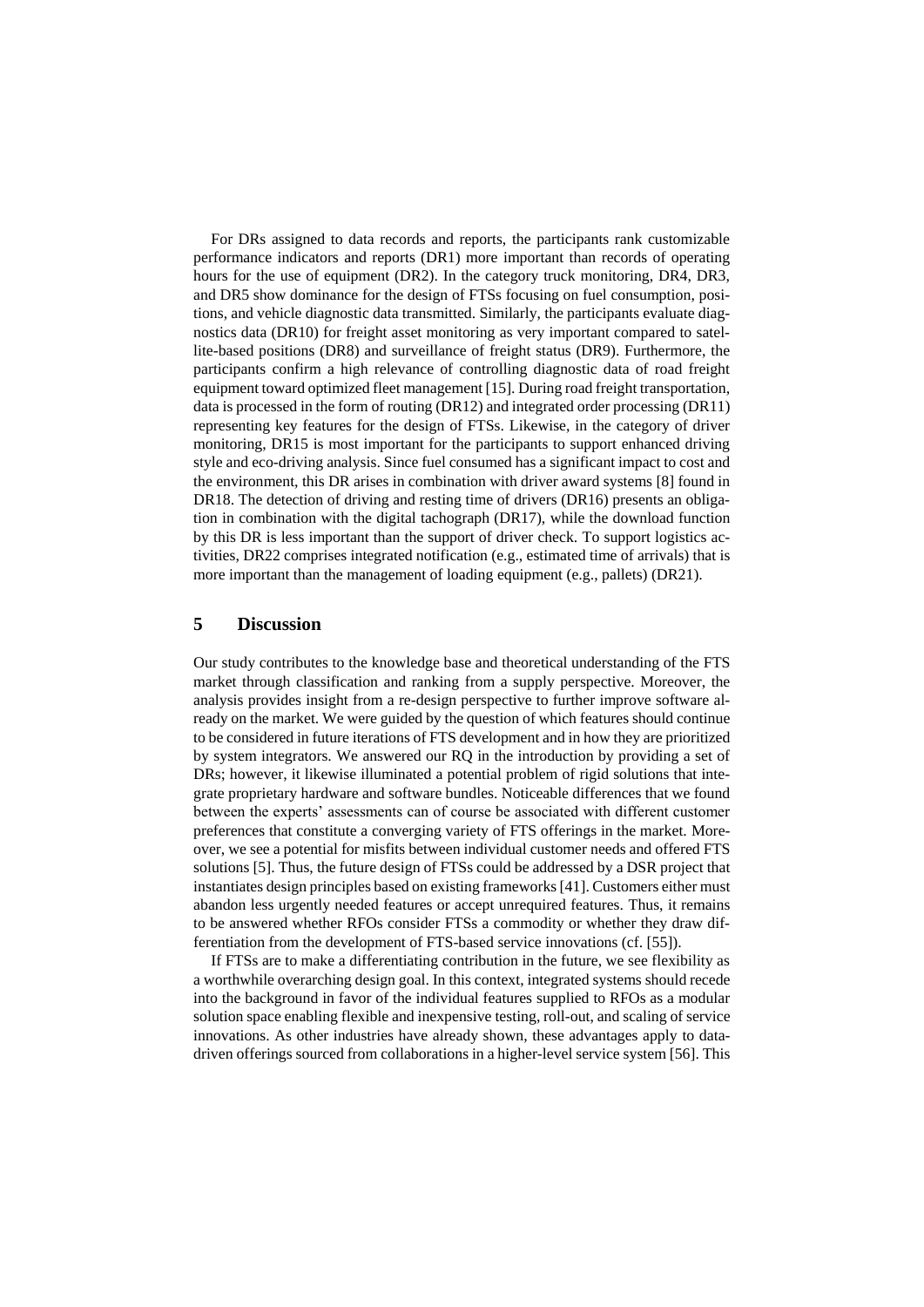For DRs assigned to data records and reports, the participants rank customizable performance indicators and reports (DR1) more important than records of operating hours for the use of equipment (DR2). In the category truck monitoring, DR4, DR3, and DR5 show dominance for the design of FTSs focusing on fuel consumption, positions, and vehicle diagnostic data transmitted. Similarly, the participants evaluate diagnostics data (DR10) for freight asset monitoring as very important compared to satellite-based positions (DR8) and surveillance of freight status (DR9). Furthermore, the participants confirm a high relevance of controlling diagnostic data of road freight equipment toward optimized fleet management [15]. During road freight transportation, data is processed in the form of routing (DR12) and integrated order processing (DR11) representing key features for the design of FTSs. Likewise, in the category of driver monitoring, DR15 is most important for the participants to support enhanced driving style and eco-driving analysis. Since fuel consumed has a significant impact to cost and the environment, this DR arises in combination with driver award systems [8] found in DR18. The detection of driving and resting time of drivers (DR16) presents an obligation in combination with the digital tachograph (DR17), while the download function by this DR is less important than the support of driver check. To support logistics activities, DR22 comprises integrated notification (e.g., estimated time of arrivals) that is more important than the management of loading equipment (e.g., pallets) (DR21).

## 5 Discussion

Our study contributes to the knowledge base and theoretical understanding of the FTS market through classification and ranking from a supply perspective. Moreover, the analysis provides insight from a re-design perspective to further improve software already on the market. We were guided by the question of which features should continue to be considered in future iterations of FTS development and in how they are prioritized by system integrators. We answered our RQ in the introduction by providing a set of DRs; however, it likewise illuminated a potential problem of rigid solutions that integrate proprietary hardware and software bundles. Noticeable differences that we found between the experts' assessments can of course be associated with different customer preferences that constitute a converging variety of FTS offerings in the market. Moreover, we see a potential for misfits between individual customer needs and offered FTS solutions [5]. Thus, the future design of FTSs could be addressed by a DSR project that instantiates design principles based on existing frameworks [41]. Customers either must abandon less urgently needed features or accept unrequired features. Thus, it remains to be answered whether RFOs consider FTSs a commodity or whether they draw differentiation from the development of FTS-based service innovations (cf. [55]).

If FTSs are to make a differentiating contribution in the future, we see flexibility as a worthwhile overarching design goal. In this context, integrated systems should recede into the background in favor of the individual features supplied to RFOs as a modular solution space enabling flexible and inexpensive testing, roll-out, and scaling of service innovations. As other industries have already shown, these advantages apply to data-driven offerings sourced from collaborations in a higher-level service system [56]. This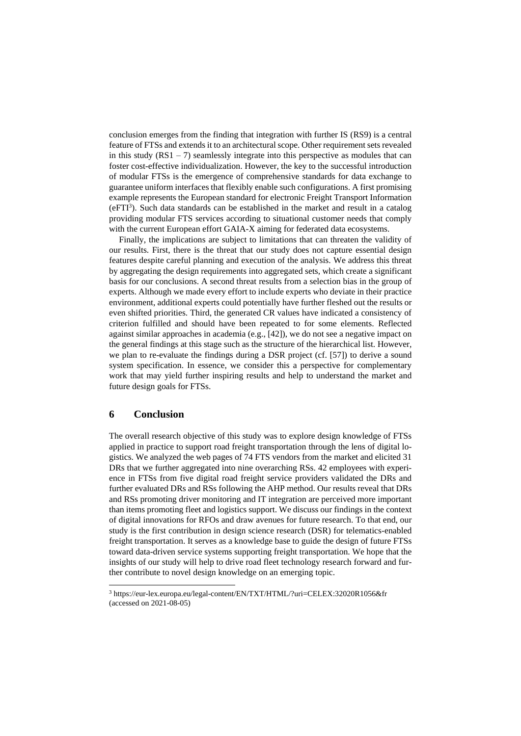conclusion emerges from the finding that integration with further IS (RS9) is a central feature of FTSs and extends it to an architectural scope. Other requirement sets revealed in this study (RS1 – 7) seamlessly integrate into this perspective as modules that can foster cost-effective individualization. However, the key to the successful introduction of modular FTSs is the emergence of comprehensive standards for data exchange to guarantee uniform interfaces that flexibly enable such configurations. A first promising example represents the European standard for electronic Freight Transport Information (eFTI[3]). Such data standards can be established in the market and result in a catalog providing modular FTS services according to situational customer needs that comply with the current European effort GAIA-X aiming for federated data ecosystems.

Finally, the implications are subject to limitations that can threaten the validity of our results. First, there is the threat that our study does not capture essential design features despite careful planning and execution of the analysis. We address this threat by aggregating the design requirements into aggregated sets, which create a significant basis for our conclusions. A second threat results from a selection bias in the group of experts. Although we made every effort to include experts who deviate in their practice environment, additional experts could potentially have further fleshed out the results or even shifted priorities. Third, the generated CR values have indicated a consistency of criterion fulfilled and should have been repeated to for some elements. Reflected against similar approaches in academia (e.g., [42]), we do not see a negative impact on the general findings at this stage such as the structure of the hierarchical list. However, we plan to re-evaluate the findings during a DSR project (cf. [57]) to derive a sound system specification. In essence, we consider this a perspective for complementary work that may yield further inspiring results and help to understand the market and future design goals for FTSs.

## 6 Conclusion

The overall research objective of this study was to explore design knowledge of FTSs applied in practice to support road freight transportation through the lens of digital logistics. We analyzed the web pages of 74 FTS vendors from the market and elicited 31 DRs that we further aggregated into nine overarching RSs. 42 employees with experience in FTSs from five digital road freight service providers validated the DRs and further evaluated DRs and RSs following the AHP method. Our results reveal that DRs and RSs promoting driver monitoring and IT integration are perceived more important than items promoting fleet and logistics support. We discuss our findings in the context of digital innovations for RFOs and draw avenues for future research. To that end, our study is the first contribution in design science research (DSR) for telematics-enabled freight transportation. It serves as a knowledge base to guide the design of future FTSs toward data-driven service systems supporting freight transportation. We hope that the insights of our study will help to drive road fleet technology research forward and further contribute to novel design knowledge on an emerging topic.

[3] https://eur-lex.europa.eu/legal-content/EN/TXT/HTML/?uri=CELEX:32020R1056&fr (accessed on 2021-08-05)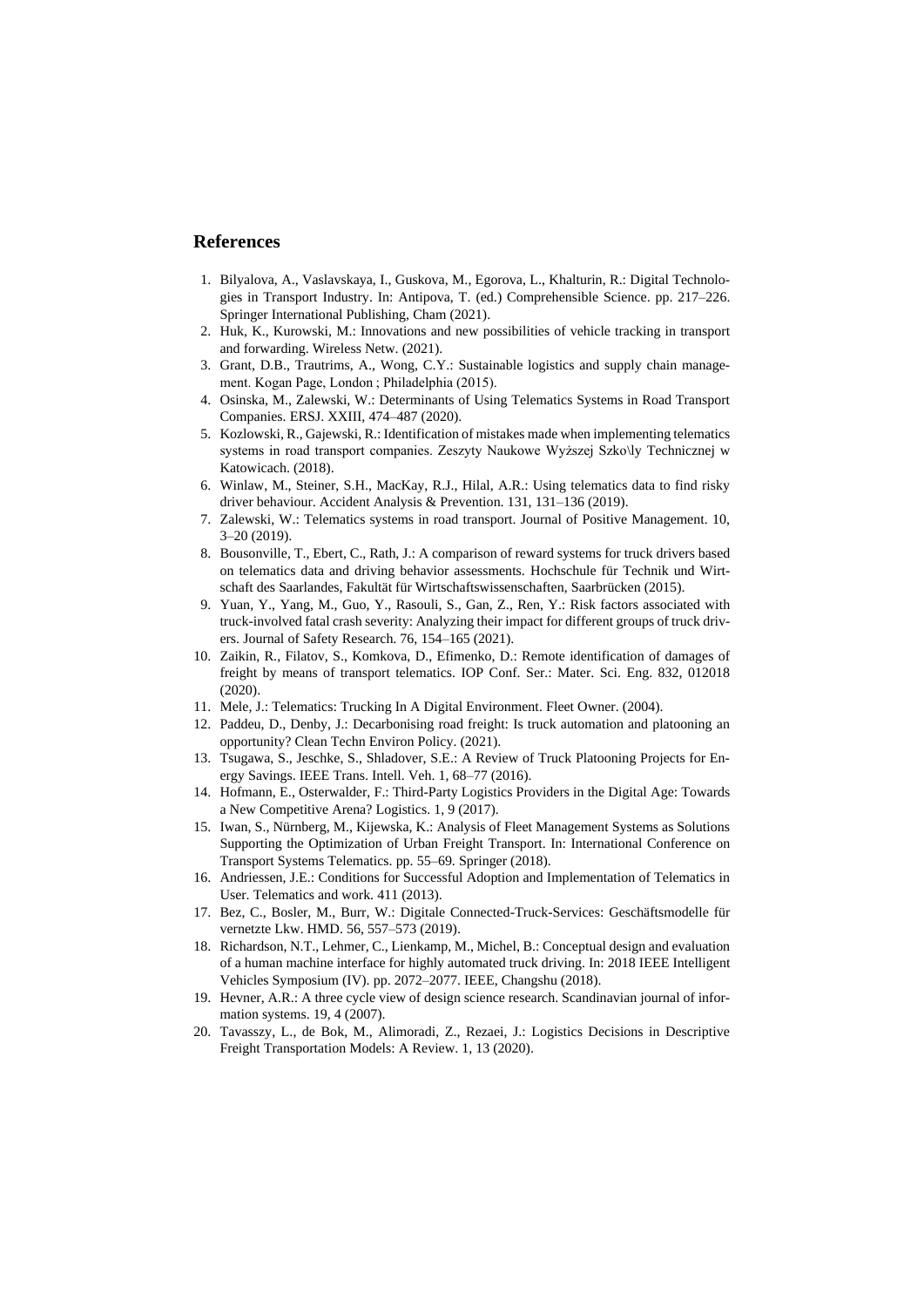## References

1. Bilyalova, A., Vaslavskaya, I., Guskova, M., Egorova, L., Khalturin, R.: Digital Technologies in Transport Industry. In: Antipova, T. (ed.) Comprehensible Science. pp. 217–226. Springer International Publishing, Cham (2021).
2. Huk, K., Kurowski, M.: Innovations and new possibilities of vehicle tracking in transport and forwarding. Wireless Netw. (2021).
3. Grant, D.B., Trautrims, A., Wong, C.Y.: Sustainable logistics and supply chain management. Kogan Page, London ; Philadelphia (2015).
4. Osinska, M., Zalewski, W.: Determinants of Using Telematics Systems in Road Transport Companies. ERSJ. XXIII, 474–487 (2020).
5. Kozlowski, R., Gajewski, R.: Identification of mistakes made when implementing telematics systems in road transport companies. Zeszyty Naukowe Wyższej Szko\ly Technicznej w Katowicach. (2018).
6. Winlaw, M., Steiner, S.H., MacKay, R.J., Hilal, A.R.: Using telematics data to find risky driver behaviour. Accident Analysis & Prevention. 131, 131–136 (2019).
7. Zalewski, W.: Telematics systems in road transport. Journal of Positive Management. 10, 3–20 (2019).
8. Bousonville, T., Ebert, C., Rath, J.: A comparison of reward systems for truck drivers based on telematics data and driving behavior assessments. Hochschule für Technik und Wirtschaft des Saarlandes, Fakultät für Wirtschaftswissenschaften, Saarbrücken (2015).
9. Yuan, Y., Yang, M., Guo, Y., Rasouli, S., Gan, Z., Ren, Y.: Risk factors associated with truck-involved fatal crash severity: Analyzing their impact for different groups of truck drivers. Journal of Safety Research. 76, 154–165 (2021).
10. Zaikin, R., Filatov, S., Komkova, D., Efimenko, D.: Remote identification of damages of freight by means of transport telematics. IOP Conf. Ser.: Mater. Sci. Eng. 832, 012018 (2020).
11. Mele, J.: Telematics: Trucking In A Digital Environment. Fleet Owner. (2004).
12. Paddeu, D., Denby, J.: Decarbonising road freight: Is truck automation and platooning an opportunity? Clean Techn Environ Policy. (2021).
13. Tsugawa, S., Jeschke, S., Shladover, S.E.: A Review of Truck Platooning Projects for Energy Savings. IEEE Trans. Intell. Veh. 1, 68–77 (2016).
14. Hofmann, E., Osterwalder, F.: Third-Party Logistics Providers in the Digital Age: Towards a New Competitive Arena? Logistics. 1, 9 (2017).
15. Iwan, S., Nürnberg, M., Kijewska, K.: Analysis of Fleet Management Systems as Solutions Supporting the Optimization of Urban Freight Transport. In: International Conference on Transport Systems Telematics. pp. 55–69. Springer (2018).
16. Andriessen, J.E.: Conditions for Successful Adoption and Implementation of Telematics in User. Telematics and work. 411 (2013).
17. Bez, C., Bosler, M., Burr, W.: Digitale Connected-Truck-Services: Geschäftsmodelle für vernetzte Lkw. HMD. 56, 557–573 (2019).
18. Richardson, N.T., Lehmer, C., Lienkamp, M., Michel, B.: Conceptual design and evaluation of a human machine interface for highly automated truck driving. In: 2018 IEEE Intelligent Vehicles Symposium (IV). pp. 2072–2077. IEEE, Changshu (2018).
19. Hevner, A.R.: A three cycle view of design science research. Scandinavian journal of information systems. 19, 4 (2007).
20. Tavasszy, L., de Bok, M., Alimoradi, Z., Rezaei, J.: Logistics Decisions in Descriptive Freight Transportation Models: A Review. 1, 13 (2020).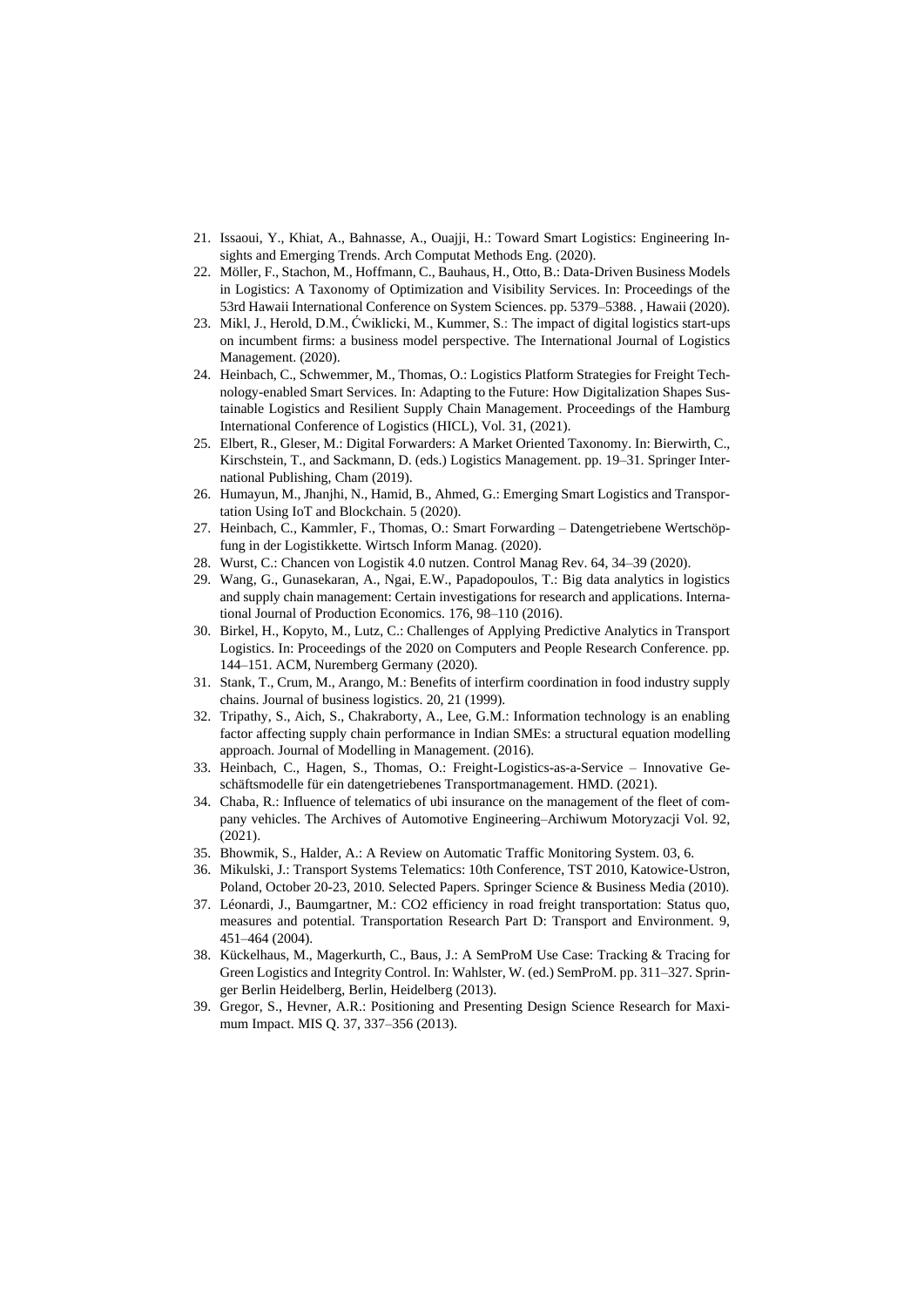21. Issaoui, Y., Khiat, A., Bahnasse, A., Ouajji, H.: Toward Smart Logistics: Engineering Insights and Emerging Trends. Arch Computat Methods Eng. (2020).
22. Möller, F., Stachon, M., Hoffmann, C., Bauhaus, H., Otto, B.: Data-Driven Business Models in Logistics: A Taxonomy of Optimization and Visibility Services. In: Proceedings of the 53rd Hawaii International Conference on System Sciences. pp. 5379–5388. , Hawaii (2020).
23. Mikl, J., Herold, D.M., Ćwiklicki, M., Kummer, S.: The impact of digital logistics start-ups on incumbent firms: a business model perspective. The International Journal of Logistics Management. (2020).
24. Heinbach, C., Schwemmer, M., Thomas, O.: Logistics Platform Strategies for Freight Technology-enabled Smart Services. In: Adapting to the Future: How Digitalization Shapes Sustainable Logistics and Resilient Supply Chain Management. Proceedings of the Hamburg International Conference of Logistics (HICL), Vol. 31, (2021).
25. Elbert, R., Gleser, M.: Digital Forwarders: A Market Oriented Taxonomy. In: Bierwirth, C., Kirschstein, T., and Sackmann, D. (eds.) Logistics Management. pp. 19–31. Springer International Publishing, Cham (2019).
26. Humayun, M., Jhanjhi, N., Hamid, B., Ahmed, G.: Emerging Smart Logistics and Transportation Using IoT and Blockchain. 5 (2020).
27. Heinbach, C., Kammler, F., Thomas, O.: Smart Forwarding – Datengetriebene Wertschöpfung in der Logistikkette. Wirtsch Inform Manag. (2020).
28. Wurst, C.: Chancen von Logistik 4.0 nutzen. Control Manag Rev. 64, 34–39 (2020).
29. Wang, G., Gunasekaran, A., Ngai, E.W., Papadopoulos, T.: Big data analytics in logistics and supply chain management: Certain investigations for research and applications. International Journal of Production Economics. 176, 98–110 (2016).
30. Birkel, H., Kopyto, M., Lutz, C.: Challenges of Applying Predictive Analytics in Transport Logistics. In: Proceedings of the 2020 on Computers and People Research Conference. pp. 144–151. ACM, Nuremberg Germany (2020).
31. Stank, T., Crum, M., Arango, M.: Benefits of interfirm coordination in food industry supply chains. Journal of business logistics. 20, 21 (1999).
32. Tripathy, S., Aich, S., Chakraborty, A., Lee, G.M.: Information technology is an enabling factor affecting supply chain performance in Indian SMEs: a structural equation modelling approach. Journal of Modelling in Management. (2016).
33. Heinbach, C., Hagen, S., Thomas, O.: Freight-Logistics-as-a-Service – Innovative Geschäftsmodelle für ein datengetriebenes Transportmanagement. HMD. (2021).
34. Chaba, R.: Influence of telematics of ubi insurance on the management of the fleet of company vehicles. The Archives of Automotive Engineering–Archiwum Motoryzacji Vol. 92, (2021).
35. Bhowmik, S., Halder, A.: A Review on Automatic Traffic Monitoring System. 03, 6.
36. Mikulski, J.: Transport Systems Telematics: 10th Conference, TST 2010, Katowice-Ustron, Poland, October 20-23, 2010. Selected Papers. Springer Science & Business Media (2010).
37. Léonardi, J., Baumgartner, M.: CO2 efficiency in road freight transportation: Status quo, measures and potential. Transportation Research Part D: Transport and Environment. 9, 451–464 (2004).
38. Kückelhaus, M., Magerkurth, C., Baus, J.: A SemProM Use Case: Tracking & Tracing for Green Logistics and Integrity Control. In: Wahlster, W. (ed.) SemProM. pp. 311–327. Springer Berlin Heidelberg, Berlin, Heidelberg (2013).
39. Gregor, S., Hevner, A.R.: Positioning and Presenting Design Science Research for Maximum Impact. MIS Q. 37, 337–356 (2013).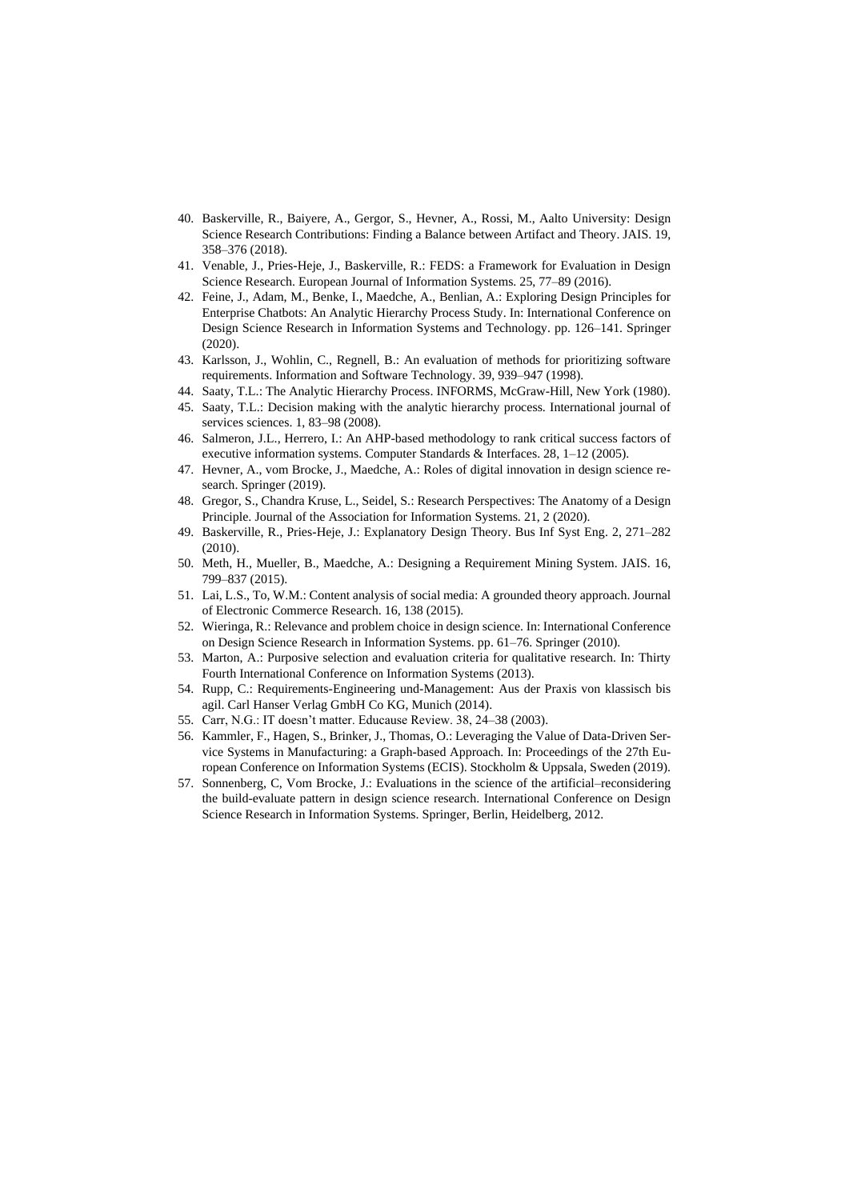40. Baskerville, R., Baiyere, A., Gergor, S., Hevner, A., Rossi, M., Aalto University: Design Science Research Contributions: Finding a Balance between Artifact and Theory. JAIS. 19, 358–376 (2018).
41. Venable, J., Pries-Heje, J., Baskerville, R.: FEDS: a Framework for Evaluation in Design Science Research. European Journal of Information Systems. 25, 77–89 (2016).
42. Feine, J., Adam, M., Benke, I., Maedche, A., Benlian, A.: Exploring Design Principles for Enterprise Chatbots: An Analytic Hierarchy Process Study. In: International Conference on Design Science Research in Information Systems and Technology. pp. 126–141. Springer (2020).
43. Karlsson, J., Wohlin, C., Regnell, B.: An evaluation of methods for prioritizing software requirements. Information and Software Technology. 39, 939–947 (1998).
44. Saaty, T.L.: The Analytic Hierarchy Process. INFORMS, McGraw-Hill, New York (1980).
45. Saaty, T.L.: Decision making with the analytic hierarchy process. International journal of services sciences. 1, 83–98 (2008).
46. Salmeron, J.L., Herrero, I.: An AHP-based methodology to rank critical success factors of executive information systems. Computer Standards & Interfaces. 28, 1–12 (2005).
47. Hevner, A., vom Brocke, J., Maedche, A.: Roles of digital innovation in design science research. Springer (2019).
48. Gregor, S., Chandra Kruse, L., Seidel, S.: Research Perspectives: The Anatomy of a Design Principle. Journal of the Association for Information Systems. 21, 2 (2020).
49. Baskerville, R., Pries-Heje, J.: Explanatory Design Theory. Bus Inf Syst Eng. 2, 271–282 (2010).
50. Meth, H., Mueller, B., Maedche, A.: Designing a Requirement Mining System. JAIS. 16, 799–837 (2015).
51. Lai, L.S., To, W.M.: Content analysis of social media: A grounded theory approach. Journal of Electronic Commerce Research. 16, 138 (2015).
52. Wieringa, R.: Relevance and problem choice in design science. In: International Conference on Design Science Research in Information Systems. pp. 61–76. Springer (2010).
53. Marton, A.: Purposive selection and evaluation criteria for qualitative research. In: Thirty Fourth International Conference on Information Systems (2013).
54. Rupp, C.: Requirements-Engineering und-Management: Aus der Praxis von klassisch bis agil. Carl Hanser Verlag GmbH Co KG, Munich (2014).
55. Carr, N.G.: IT doesn't matter. Educause Review. 38, 24–38 (2003).
56. Kammler, F., Hagen, S., Brinker, J., Thomas, O.: Leveraging the Value of Data-Driven Service Systems in Manufacturing: a Graph-based Approach. In: Proceedings of the 27th European Conference on Information Systems (ECIS). Stockholm & Uppsala, Sweden (2019).
57. Sonnenberg, C, Vom Brocke, J.: Evaluations in the science of the artificial–reconsidering the build-evaluate pattern in design science research. International Conference on Design Science Research in Information Systems. Springer, Berlin, Heidelberg, 2012.